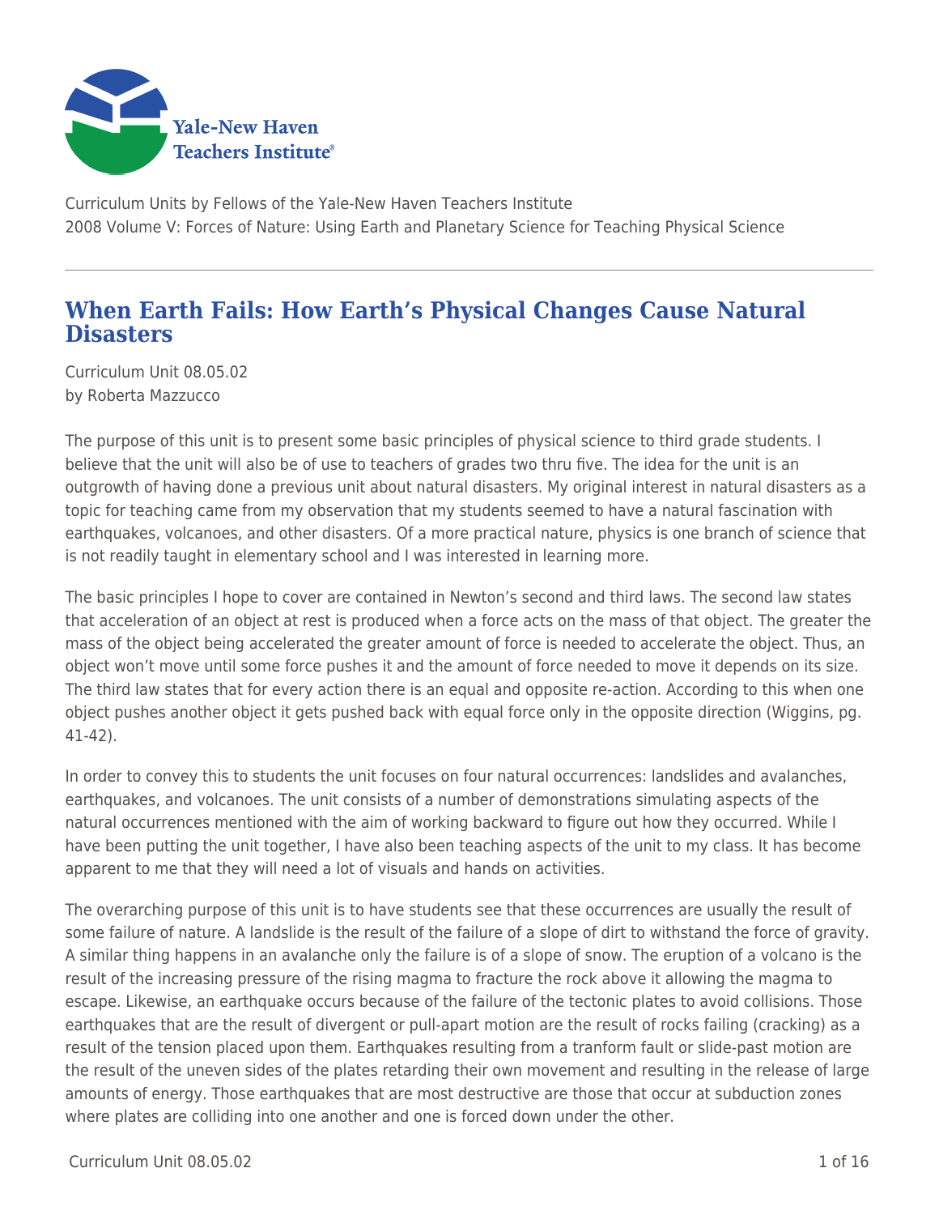Curriculum Units by Fellows of the Yale-New Haven Teachers Institute
2008 Volume V: Forces of Nature: Using Earth and Planetary Science for Teaching Physical Science

# When Earth Fails: How Earth's Physical Changes Cause Natural Disasters

Curriculum Unit 08.05.02
by Roberta Mazzucco

The purpose of this unit is to present some basic principles of physical science to third grade students. I believe that the unit will also be of use to teachers of grades two thru five. The idea for the unit is an outgrowth of having done a previous unit about natural disasters. My original interest in natural disasters as a topic for teaching came from my observation that my students seemed to have a natural fascination with earthquakes, volcanoes, and other disasters. Of a more practical nature, physics is one branch of science that is not readily taught in elementary school and I was interested in learning more.

The basic principles I hope to cover are contained in Newton's second and third laws. The second law states that acceleration of an object at rest is produced when a force acts on the mass of that object. The greater the mass of the object being accelerated the greater amount of force is needed to accelerate the object. Thus, an object won't move until some force pushes it and the amount of force needed to move it depends on its size. The third law states that for every action there is an equal and opposite re-action. According to this when one object pushes another object it gets pushed back with equal force only in the opposite direction (Wiggins, pg. 41-42).

In order to convey this to students the unit focuses on four natural occurrences: landslides and avalanches, earthquakes, and volcanoes. The unit consists of a number of demonstrations simulating aspects of the natural occurrences mentioned with the aim of working backward to figure out how they occurred. While I have been putting the unit together, I have also been teaching aspects of the unit to my class. It has become apparent to me that they will need a lot of visuals and hands on activities.

The overarching purpose of this unit is to have students see that these occurrences are usually the result of some failure of nature. A landslide is the result of the failure of a slope of dirt to withstand the force of gravity. A similar thing happens in an avalanche only the failure is of a slope of snow. The eruption of a volcano is the result of the increasing pressure of the rising magma to fracture the rock above it allowing the magma to escape. Likewise, an earthquake occurs because of the failure of the tectonic plates to avoid collisions. Those earthquakes that are the result of divergent or pull-apart motion are the result of rocks failing (cracking) as a result of the tension placed upon them. Earthquakes resulting from a tranform fault or slide-past motion are the result of the uneven sides of the plates retarding their own movement and resulting in the release of large amounts of energy. Those earthquakes that are most destructive are those that occur at subduction zones where plates are colliding into one another and one is forced down under the other.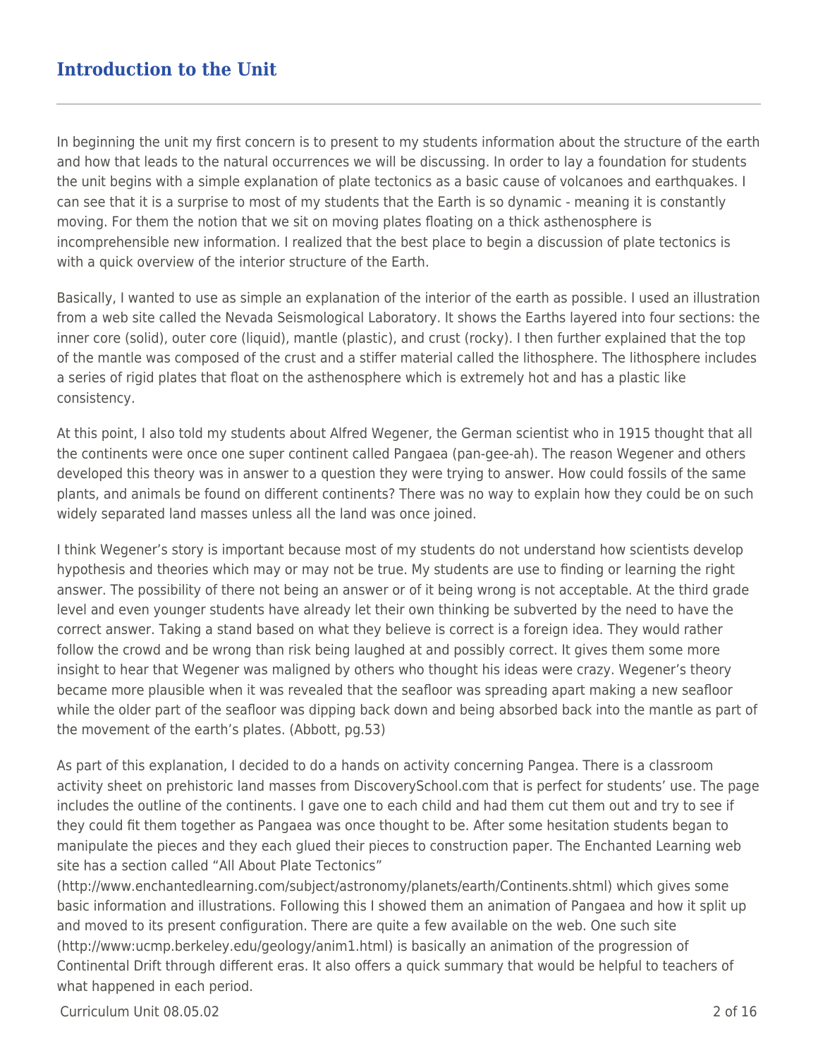## Introduction to the Unit

In beginning the unit my first concern is to present to my students information about the structure of the earth and how that leads to the natural occurrences we will be discussing. In order to lay a foundation for students the unit begins with a simple explanation of plate tectonics as a basic cause of volcanoes and earthquakes. I can see that it is a surprise to most of my students that the Earth is so dynamic - meaning it is constantly moving. For them the notion that we sit on moving plates floating on a thick asthenosphere is incomprehensible new information. I realized that the best place to begin a discussion of plate tectonics is with a quick overview of the interior structure of the Earth.

Basically, I wanted to use as simple an explanation of the interior of the earth as possible. I used an illustration from a web site called the Nevada Seismological Laboratory. It shows the Earths layered into four sections: the inner core (solid), outer core (liquid), mantle (plastic), and crust (rocky). I then further explained that the top of the mantle was composed of the crust and a stiffer material called the lithosphere. The lithosphere includes a series of rigid plates that float on the asthenosphere which is extremely hot and has a plastic like consistency.

At this point, I also told my students about Alfred Wegener, the German scientist who in 1915 thought that all the continents were once one super continent called Pangaea (pan-gee-ah). The reason Wegener and others developed this theory was in answer to a question they were trying to answer. How could fossils of the same plants, and animals be found on different continents? There was no way to explain how they could be on such widely separated land masses unless all the land was once joined.

I think Wegener's story is important because most of my students do not understand how scientists develop hypothesis and theories which may or may not be true. My students are use to finding or learning the right answer. The possibility of there not being an answer or of it being wrong is not acceptable. At the third grade level and even younger students have already let their own thinking be subverted by the need to have the correct answer. Taking a stand based on what they believe is correct is a foreign idea. They would rather follow the crowd and be wrong than risk being laughed at and possibly correct. It gives them some more insight to hear that Wegener was maligned by others who thought his ideas were crazy. Wegener's theory became more plausible when it was revealed that the seafloor was spreading apart making a new seafloor while the older part of the seafloor was dipping back down and being absorbed back into the mantle as part of the movement of the earth's plates. (Abbott, pg.53)

As part of this explanation, I decided to do a hands on activity concerning Pangea. There is a classroom activity sheet on prehistoric land masses from DiscoverySchool.com that is perfect for students' use. The page includes the outline of the continents. I gave one to each child and had them cut them out and try to see if they could fit them together as Pangaea was once thought to be. After some hesitation students began to manipulate the pieces and they each glued their pieces to construction paper. The Enchanted Learning web site has a section called "All About Plate Tectonics" (http://www.enchantedlearning.com/subject/astronomy/planets/earth/Continents.shtml) which gives some basic information and illustrations. Following this I showed them an animation of Pangaea and how it split up and moved to its present configuration. There are quite a few available on the web. One such site (http://www:ucmp.berkeley.edu/geology/anim1.html) is basically an animation of the progression of Continental Drift through different eras. It also offers a quick summary that would be helpful to teachers of what happened in each period.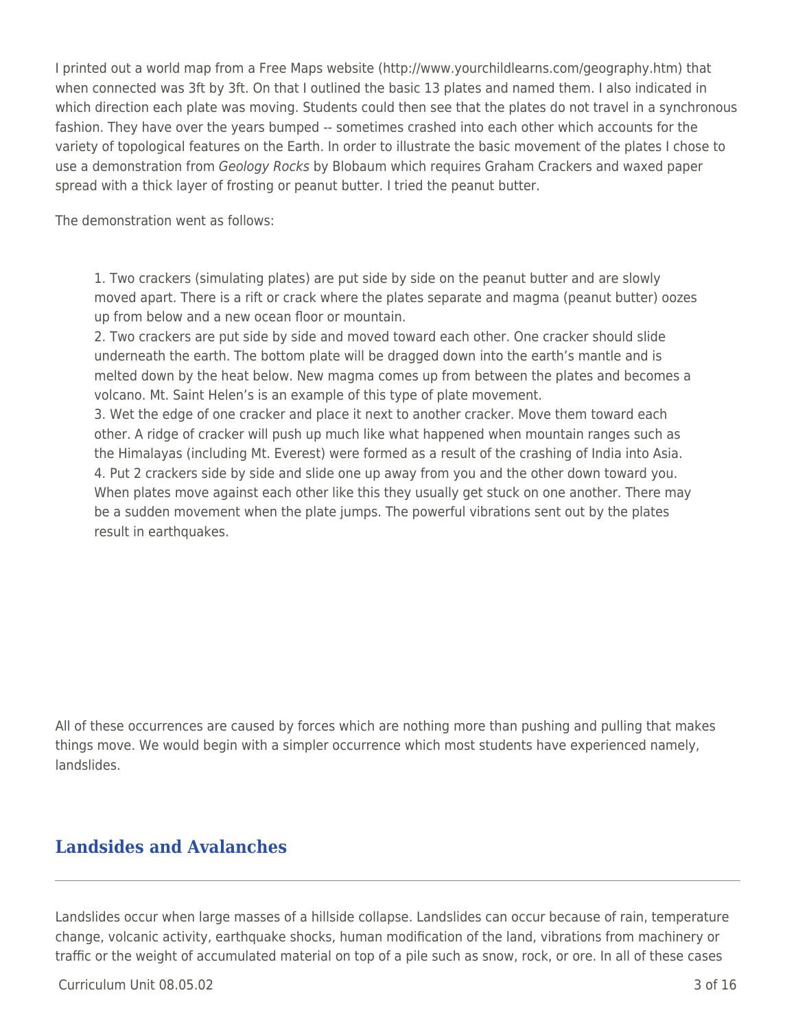I printed out a world map from a Free Maps website (http://www.yourchildlearns.com/geography.htm) that when connected was 3ft by 3ft. On that I outlined the basic 13 plates and named them. I also indicated in which direction each plate was moving. Students could then see that the plates do not travel in a synchronous fashion. They have over the years bumped -- sometimes crashed into each other which accounts for the variety of topological features on the Earth. In order to illustrate the basic movement of the plates I chose to use a demonstration from *Geology Rocks* by Blobaum which requires Graham Crackers and waxed paper spread with a thick layer of frosting or peanut butter. I tried the peanut butter.

The demonstration went as follows:

> 1. Two crackers (simulating plates) are put side by side on the peanut butter and are slowly moved apart. There is a rift or crack where the plates separate and magma (peanut butter) oozes up from below and a new ocean floor or mountain.
> 2. Two crackers are put side by side and moved toward each other. One cracker should slide underneath the earth. The bottom plate will be dragged down into the earth's mantle and is melted down by the heat below. New magma comes up from between the plates and becomes a volcano. Mt. Saint Helen's is an example of this type of plate movement.
> 3. Wet the edge of one cracker and place it next to another cracker. Move them toward each other. A ridge of cracker will push up much like what happened when mountain ranges such as the Himalayas (including Mt. Everest) were formed as a result of the crashing of India into Asia.
> 4. Put 2 crackers side by side and slide one up away from you and the other down toward you. When plates move against each other like this they usually get stuck on one another. There may be a sudden movement when the plate jumps. The powerful vibrations sent out by the plates result in earthquakes.

All of these occurrences are caused by forces which are nothing more than pushing and pulling that makes things move. We would begin with a simpler occurrence which most students have experienced namely, landslides.

## Landsides and Avalanches

Landslides occur when large masses of a hillside collapse. Landslides can occur because of rain, temperature change, volcanic activity, earthquake shocks, human modification of the land, vibrations from machinery or traffic or the weight of accumulated material on top of a pile such as snow, rock, or ore. In all of these cases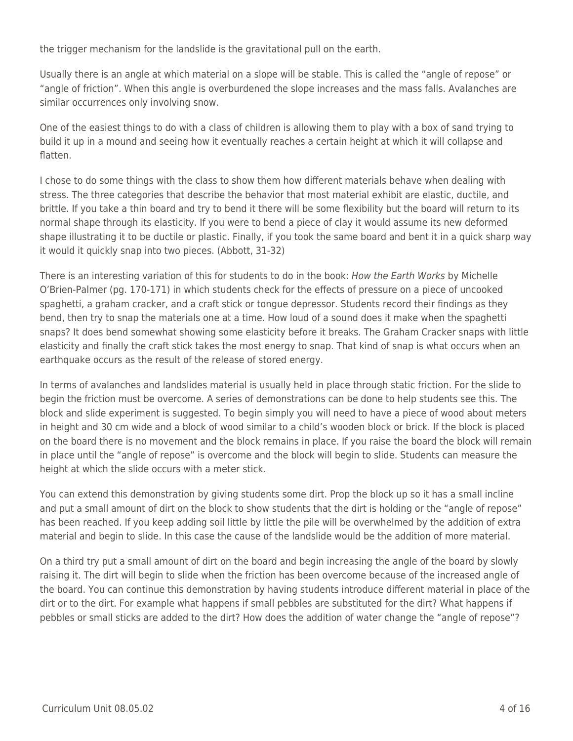the trigger mechanism for the landslide is the gravitational pull on the earth.

Usually there is an angle at which material on a slope will be stable. This is called the "angle of repose" or "angle of friction". When this angle is overburdened the slope increases and the mass falls. Avalanches are similar occurrences only involving snow.

One of the easiest things to do with a class of children is allowing them to play with a box of sand trying to build it up in a mound and seeing how it eventually reaches a certain height at which it will collapse and flatten.

I chose to do some things with the class to show them how different materials behave when dealing with stress. The three categories that describe the behavior that most material exhibit are elastic, ductile, and brittle. If you take a thin board and try to bend it there will be some flexibility but the board will return to its normal shape through its elasticity. If you were to bend a piece of clay it would assume its new deformed shape illustrating it to be ductile or plastic. Finally, if you took the same board and bent it in a quick sharp way it would it quickly snap into two pieces. (Abbott, 31-32)

There is an interesting variation of this for students to do in the book: *How the Earth Works* by Michelle O'Brien-Palmer (pg. 170-171) in which students check for the effects of pressure on a piece of uncooked spaghetti, a graham cracker, and a craft stick or tongue depressor. Students record their findings as they bend, then try to snap the materials one at a time. How loud of a sound does it make when the spaghetti snaps? It does bend somewhat showing some elasticity before it breaks. The Graham Cracker snaps with little elasticity and finally the craft stick takes the most energy to snap. That kind of snap is what occurs when an earthquake occurs as the result of the release of stored energy.

In terms of avalanches and landslides material is usually held in place through static friction. For the slide to begin the friction must be overcome. A series of demonstrations can be done to help students see this. The block and slide experiment is suggested. To begin simply you will need to have a piece of wood about meters in height and 30 cm wide and a block of wood similar to a child's wooden block or brick. If the block is placed on the board there is no movement and the block remains in place. If you raise the board the block will remain in place until the "angle of repose" is overcome and the block will begin to slide. Students can measure the height at which the slide occurs with a meter stick.

You can extend this demonstration by giving students some dirt. Prop the block up so it has a small incline and put a small amount of dirt on the block to show students that the dirt is holding or the "angle of repose" has been reached. If you keep adding soil little by little the pile will be overwhelmed by the addition of extra material and begin to slide. In this case the cause of the landslide would be the addition of more material.

On a third try put a small amount of dirt on the board and begin increasing the angle of the board by slowly raising it. The dirt will begin to slide when the friction has been overcome because of the increased angle of the board. You can continue this demonstration by having students introduce different material in place of the dirt or to the dirt. For example what happens if small pebbles are substituted for the dirt? What happens if pebbles or small sticks are added to the dirt? How does the addition of water change the "angle of repose"?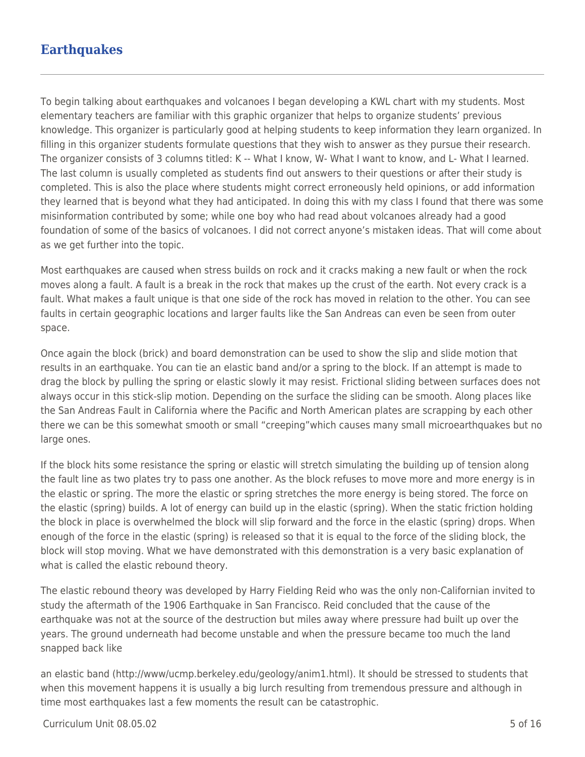## Earthquakes

To begin talking about earthquakes and volcanoes I began developing a KWL chart with my students. Most elementary teachers are familiar with this graphic organizer that helps to organize students' previous knowledge. This organizer is particularly good at helping students to keep information they learn organized. In filling in this organizer students formulate questions that they wish to answer as they pursue their research. The organizer consists of 3 columns titled: K -- What I know, W- What I want to know, and L- What I learned. The last column is usually completed as students find out answers to their questions or after their study is completed. This is also the place where students might correct erroneously held opinions, or add information they learned that is beyond what they had anticipated. In doing this with my class I found that there was some misinformation contributed by some; while one boy who had read about volcanoes already had a good foundation of some of the basics of volcanoes. I did not correct anyone's mistaken ideas. That will come about as we get further into the topic.

Most earthquakes are caused when stress builds on rock and it cracks making a new fault or when the rock moves along a fault. A fault is a break in the rock that makes up the crust of the earth. Not every crack is a fault. What makes a fault unique is that one side of the rock has moved in relation to the other. You can see faults in certain geographic locations and larger faults like the San Andreas can even be seen from outer space.

Once again the block (brick) and board demonstration can be used to show the slip and slide motion that results in an earthquake. You can tie an elastic band and/or a spring to the block. If an attempt is made to drag the block by pulling the spring or elastic slowly it may resist. Frictional sliding between surfaces does not always occur in this stick-slip motion. Depending on the surface the sliding can be smooth. Along places like the San Andreas Fault in California where the Pacific and North American plates are scrapping by each other there we can be this somewhat smooth or small "creeping"which causes many small microearthquakes but no large ones.

If the block hits some resistance the spring or elastic will stretch simulating the building up of tension along the fault line as two plates try to pass one another. As the block refuses to move more and more energy is in the elastic or spring. The more the elastic or spring stretches the more energy is being stored. The force on the elastic (spring) builds. A lot of energy can build up in the elastic (spring). When the static friction holding the block in place is overwhelmed the block will slip forward and the force in the elastic (spring) drops. When enough of the force in the elastic (spring) is released so that it is equal to the force of the sliding block, the block will stop moving. What we have demonstrated with this demonstration is a very basic explanation of what is called the elastic rebound theory.

The elastic rebound theory was developed by Harry Fielding Reid who was the only non-Californian invited to study the aftermath of the 1906 Earthquake in San Francisco. Reid concluded that the cause of the earthquake was not at the source of the destruction but miles away where pressure had built up over the years. The ground underneath had become unstable and when the pressure became too much the land snapped back like

an elastic band (http://www/ucmp.berkeley.edu/geology/anim1.html). It should be stressed to students that when this movement happens it is usually a big lurch resulting from tremendous pressure and although in time most earthquakes last a few moments the result can be catastrophic.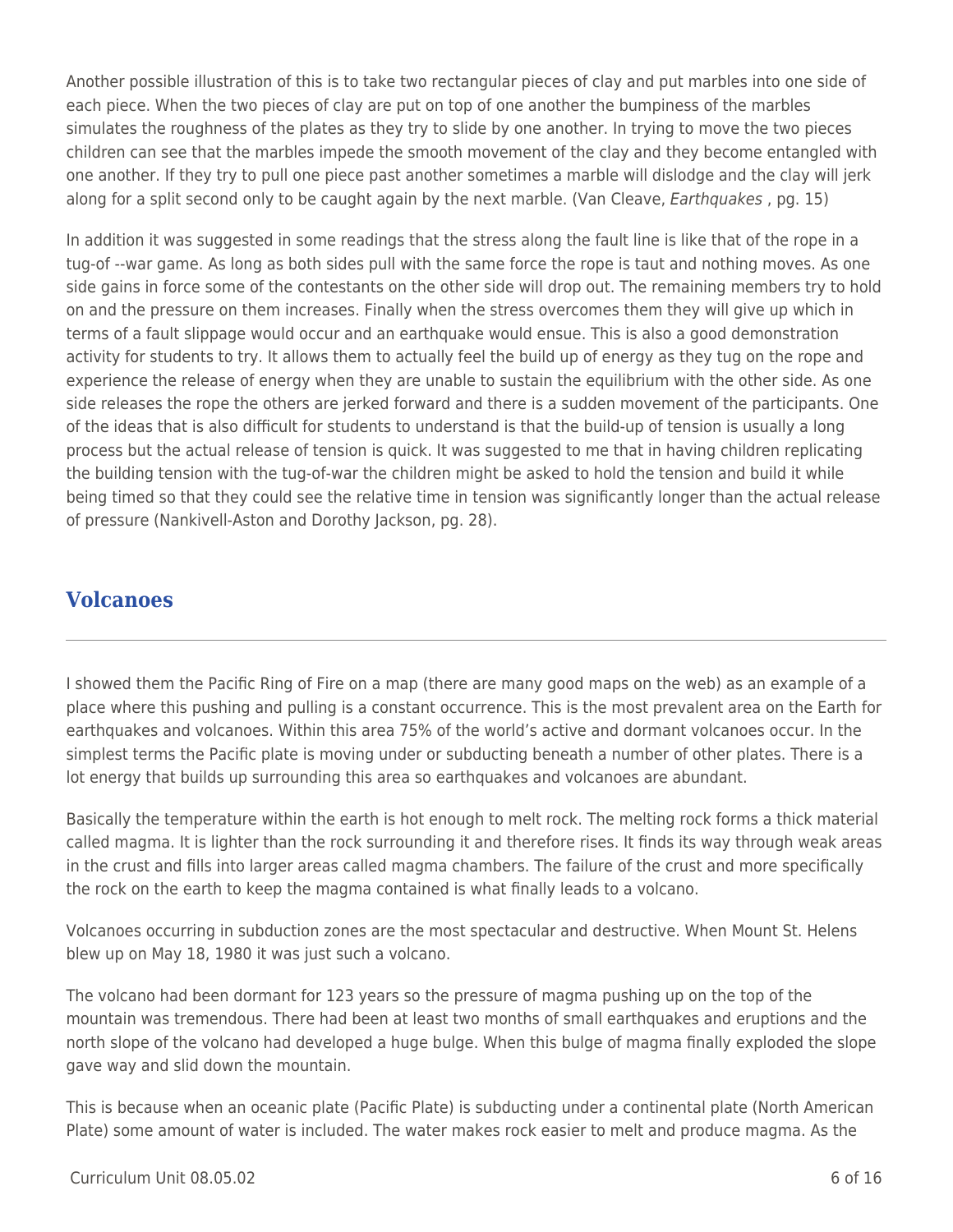Another possible illustration of this is to take two rectangular pieces of clay and put marbles into one side of each piece. When the two pieces of clay are put on top of one another the bumpiness of the marbles simulates the roughness of the plates as they try to slide by one another. In trying to move the two pieces children can see that the marbles impede the smooth movement of the clay and they become entangled with one another. If they try to pull one piece past another sometimes a marble will dislodge and the clay will jerk along for a split second only to be caught again by the next marble. (Van Cleave, *Earthquakes* , pg. 15)

In addition it was suggested in some readings that the stress along the fault line is like that of the rope in a tug-of --war game. As long as both sides pull with the same force the rope is taut and nothing moves. As one side gains in force some of the contestants on the other side will drop out. The remaining members try to hold on and the pressure on them increases. Finally when the stress overcomes them they will give up which in terms of a fault slippage would occur and an earthquake would ensue. This is also a good demonstration activity for students to try. It allows them to actually feel the build up of energy as they tug on the rope and experience the release of energy when they are unable to sustain the equilibrium with the other side. As one side releases the rope the others are jerked forward and there is a sudden movement of the participants. One of the ideas that is also difficult for students to understand is that the build-up of tension is usually a long process but the actual release of tension is quick. It was suggested to me that in having children replicating the building tension with the tug-of-war the children might be asked to hold the tension and build it while being timed so that they could see the relative time in tension was significantly longer than the actual release of pressure (Nankivell-Aston and Dorothy Jackson, pg. 28).

## Volcanoes

I showed them the Pacific Ring of Fire on a map (there are many good maps on the web) as an example of a place where this pushing and pulling is a constant occurrence. This is the most prevalent area on the Earth for earthquakes and volcanoes. Within this area 75% of the world's active and dormant volcanoes occur. In the simplest terms the Pacific plate is moving under or subducting beneath a number of other plates. There is a lot energy that builds up surrounding this area so earthquakes and volcanoes are abundant.

Basically the temperature within the earth is hot enough to melt rock. The melting rock forms a thick material called magma. It is lighter than the rock surrounding it and therefore rises. It finds its way through weak areas in the crust and fills into larger areas called magma chambers. The failure of the crust and more specifically the rock on the earth to keep the magma contained is what finally leads to a volcano.

Volcanoes occurring in subduction zones are the most spectacular and destructive. When Mount St. Helens blew up on May 18, 1980 it was just such a volcano.

The volcano had been dormant for 123 years so the pressure of magma pushing up on the top of the mountain was tremendous. There had been at least two months of small earthquakes and eruptions and the north slope of the volcano had developed a huge bulge. When this bulge of magma finally exploded the slope gave way and slid down the mountain.

This is because when an oceanic plate (Pacific Plate) is subducting under a continental plate (North American Plate) some amount of water is included. The water makes rock easier to melt and produce magma. As the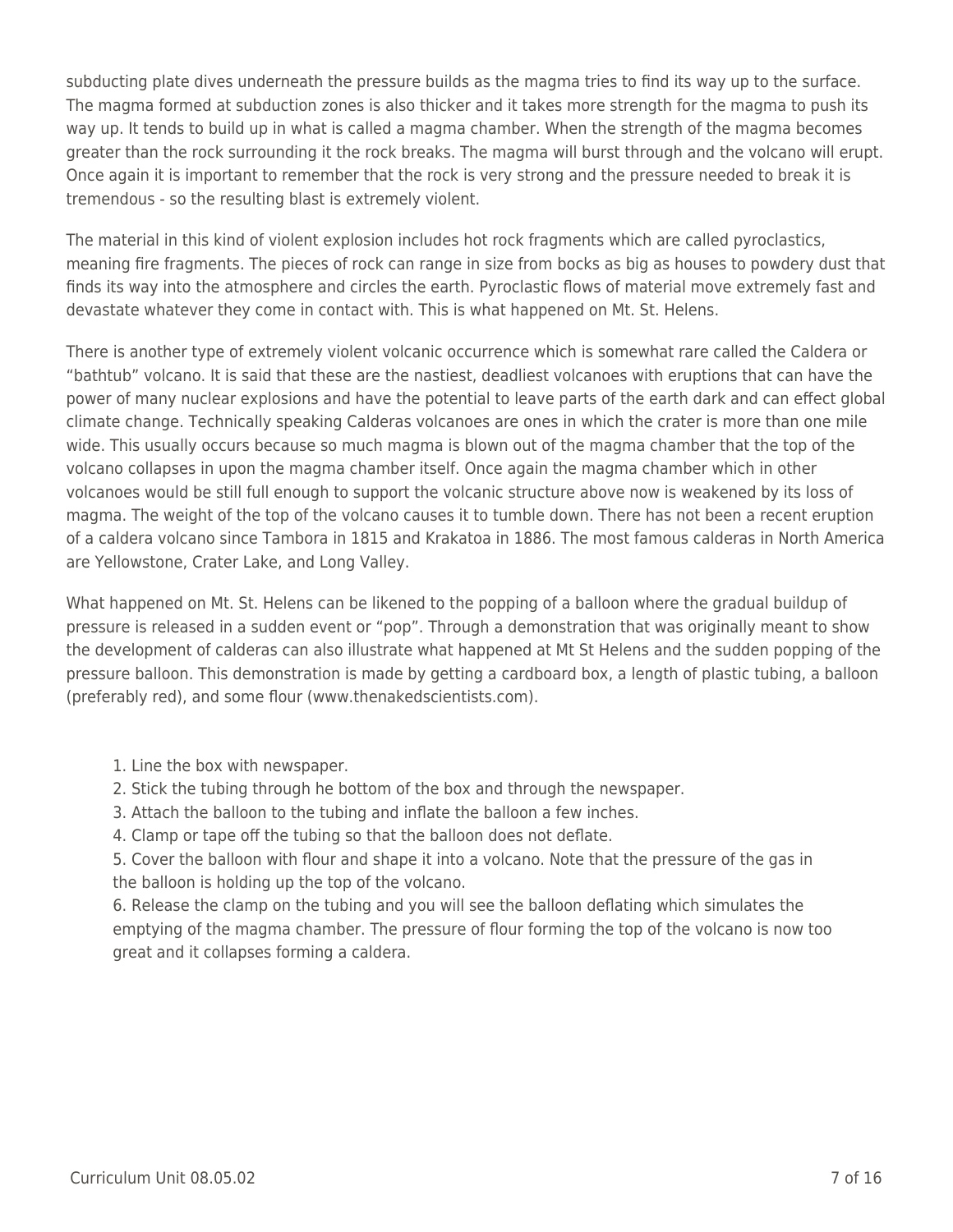subducting plate dives underneath the pressure builds as the magma tries to find its way up to the surface. The magma formed at subduction zones is also thicker and it takes more strength for the magma to push its way up. It tends to build up in what is called a magma chamber. When the strength of the magma becomes greater than the rock surrounding it the rock breaks. The magma will burst through and the volcano will erupt. Once again it is important to remember that the rock is very strong and the pressure needed to break it is tremendous - so the resulting blast is extremely violent.

The material in this kind of violent explosion includes hot rock fragments which are called pyroclastics, meaning fire fragments. The pieces of rock can range in size from bocks as big as houses to powdery dust that finds its way into the atmosphere and circles the earth. Pyroclastic flows of material move extremely fast and devastate whatever they come in contact with. This is what happened on Mt. St. Helens.

There is another type of extremely violent volcanic occurrence which is somewhat rare called the Caldera or "bathtub" volcano. It is said that these are the nastiest, deadliest volcanoes with eruptions that can have the power of many nuclear explosions and have the potential to leave parts of the earth dark and can effect global climate change. Technically speaking Calderas volcanoes are ones in which the crater is more than one mile wide. This usually occurs because so much magma is blown out of the magma chamber that the top of the volcano collapses in upon the magma chamber itself. Once again the magma chamber which in other volcanoes would be still full enough to support the volcanic structure above now is weakened by its loss of magma. The weight of the top of the volcano causes it to tumble down. There has not been a recent eruption of a caldera volcano since Tambora in 1815 and Krakatoa in 1886. The most famous calderas in North America are Yellowstone, Crater Lake, and Long Valley.

What happened on Mt. St. Helens can be likened to the popping of a balloon where the gradual buildup of pressure is released in a sudden event or "pop". Through a demonstration that was originally meant to show the development of calderas can also illustrate what happened at Mt St Helens and the sudden popping of the pressure balloon. This demonstration is made by getting a cardboard box, a length of plastic tubing, a balloon (preferably red), and some flour (www.thenakedscientists.com).

1. Line the box with newspaper.
2. Stick the tubing through he bottom of the box and through the newspaper.
3. Attach the balloon to the tubing and inflate the balloon a few inches.
4. Clamp or tape off the tubing so that the balloon does not deflate.
5. Cover the balloon with flour and shape it into a volcano. Note that the pressure of the gas in the balloon is holding up the top of the volcano.
6. Release the clamp on the tubing and you will see the balloon deflating which simulates the emptying of the magma chamber. The pressure of flour forming the top of the volcano is now too great and it collapses forming a caldera.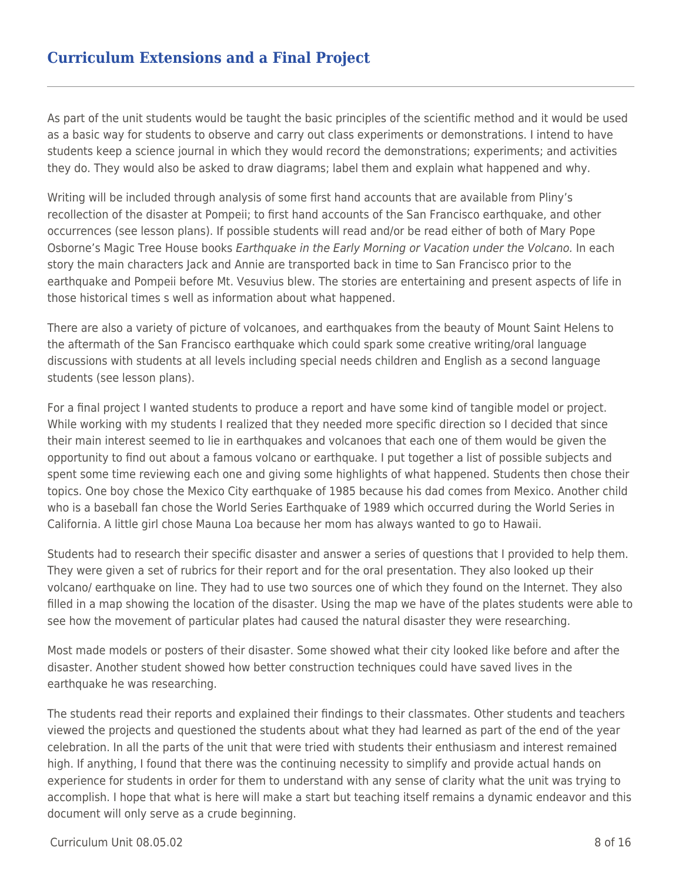## Curriculum Extensions and a Final Project

As part of the unit students would be taught the basic principles of the scientific method and it would be used as a basic way for students to observe and carry out class experiments or demonstrations. I intend to have students keep a science journal in which they would record the demonstrations; experiments; and activities they do. They would also be asked to draw diagrams; label them and explain what happened and why.

Writing will be included through analysis of some first hand accounts that are available from Pliny's recollection of the disaster at Pompeii; to first hand accounts of the San Francisco earthquake, and other occurrences (see lesson plans). If possible students will read and/or be read either of both of Mary Pope Osborne's Magic Tree House books *Earthquake in the Early Morning or Vacation under the Volcano.* In each story the main characters Jack and Annie are transported back in time to San Francisco prior to the earthquake and Pompeii before Mt. Vesuvius blew. The stories are entertaining and present aspects of life in those historical times s well as information about what happened.

There are also a variety of picture of volcanoes, and earthquakes from the beauty of Mount Saint Helens to the aftermath of the San Francisco earthquake which could spark some creative writing/oral language discussions with students at all levels including special needs children and English as a second language students (see lesson plans).

For a final project I wanted students to produce a report and have some kind of tangible model or project. While working with my students I realized that they needed more specific direction so I decided that since their main interest seemed to lie in earthquakes and volcanoes that each one of them would be given the opportunity to find out about a famous volcano or earthquake. I put together a list of possible subjects and spent some time reviewing each one and giving some highlights of what happened. Students then chose their topics. One boy chose the Mexico City earthquake of 1985 because his dad comes from Mexico. Another child who is a baseball fan chose the World Series Earthquake of 1989 which occurred during the World Series in California. A little girl chose Mauna Loa because her mom has always wanted to go to Hawaii.

Students had to research their specific disaster and answer a series of questions that I provided to help them. They were given a set of rubrics for their report and for the oral presentation. They also looked up their volcano/ earthquake on line. They had to use two sources one of which they found on the Internet. They also filled in a map showing the location of the disaster. Using the map we have of the plates students were able to see how the movement of particular plates had caused the natural disaster they were researching.

Most made models or posters of their disaster. Some showed what their city looked like before and after the disaster. Another student showed how better construction techniques could have saved lives in the earthquake he was researching.

The students read their reports and explained their findings to their classmates. Other students and teachers viewed the projects and questioned the students about what they had learned as part of the end of the year celebration. In all the parts of the unit that were tried with students their enthusiasm and interest remained high. If anything, I found that there was the continuing necessity to simplify and provide actual hands on experience for students in order for them to understand with any sense of clarity what the unit was trying to accomplish. I hope that what is here will make a start but teaching itself remains a dynamic endeavor and this document will only serve as a crude beginning.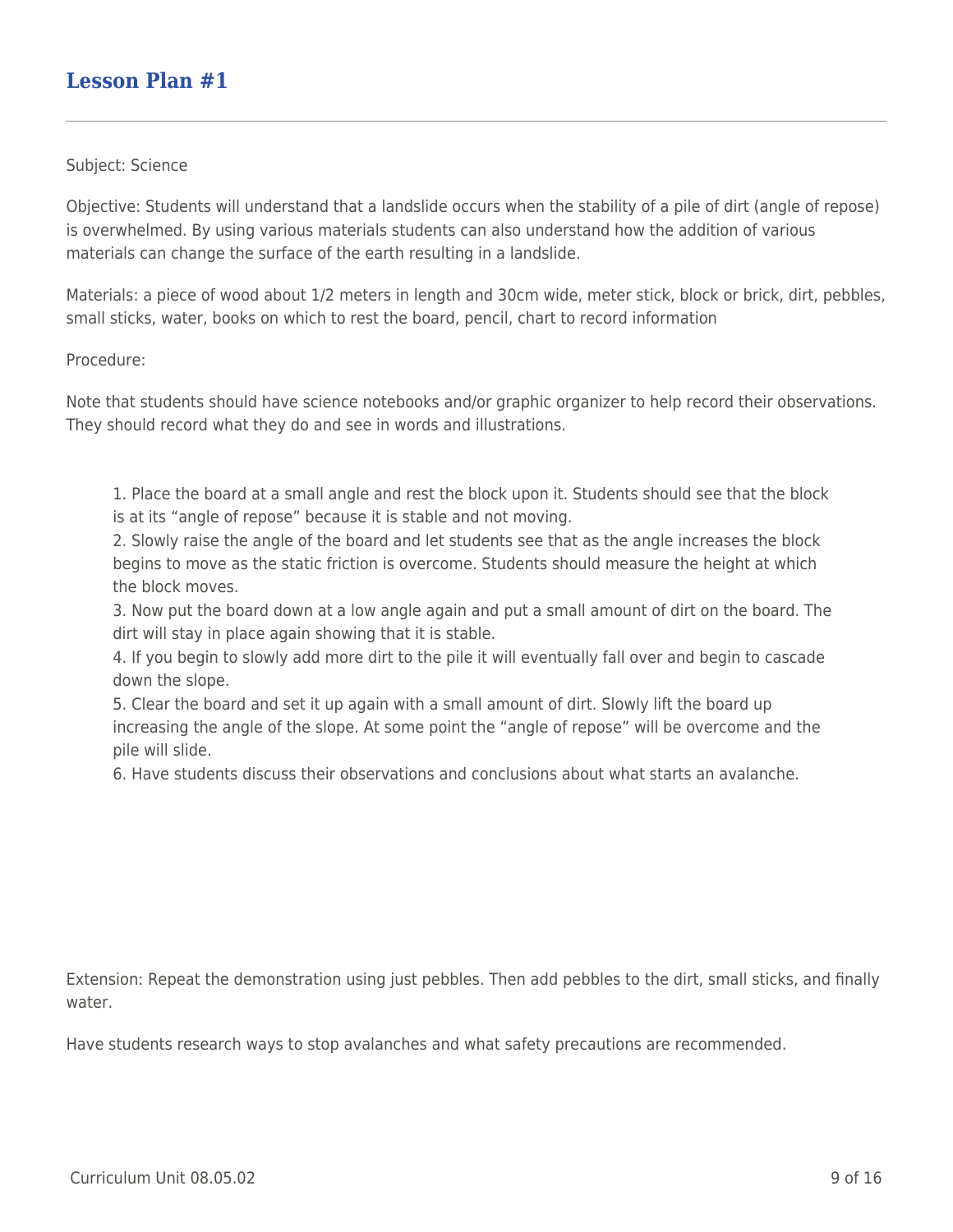## Lesson Plan #1

Subject: Science

Objective: Students will understand that a landslide occurs when the stability of a pile of dirt (angle of repose) is overwhelmed. By using various materials students can also understand how the addition of various materials can change the surface of the earth resulting in a landslide.

Materials: a piece of wood about 1/2 meters in length and 30cm wide, meter stick, block or brick, dirt, pebbles, small sticks, water, books on which to rest the board, pencil, chart to record information

Procedure:

Note that students should have science notebooks and/or graphic organizer to help record their observations. They should record what they do and see in words and illustrations.

1. Place the board at a small angle and rest the block upon it. Students should see that the block is at its "angle of repose" because it is stable and not moving.
2. Slowly raise the angle of the board and let students see that as the angle increases the block begins to move as the static friction is overcome. Students should measure the height at which the block moves.
3. Now put the board down at a low angle again and put a small amount of dirt on the board. The dirt will stay in place again showing that it is stable.
4. If you begin to slowly add more dirt to the pile it will eventually fall over and begin to cascade down the slope.
5. Clear the board and set it up again with a small amount of dirt. Slowly lift the board up increasing the angle of the slope. At some point the "angle of repose" will be overcome and the pile will slide.
6. Have students discuss their observations and conclusions about what starts an avalanche.

Extension: Repeat the demonstration using just pebbles. Then add pebbles to the dirt, small sticks, and finally water.

Have students research ways to stop avalanches and what safety precautions are recommended.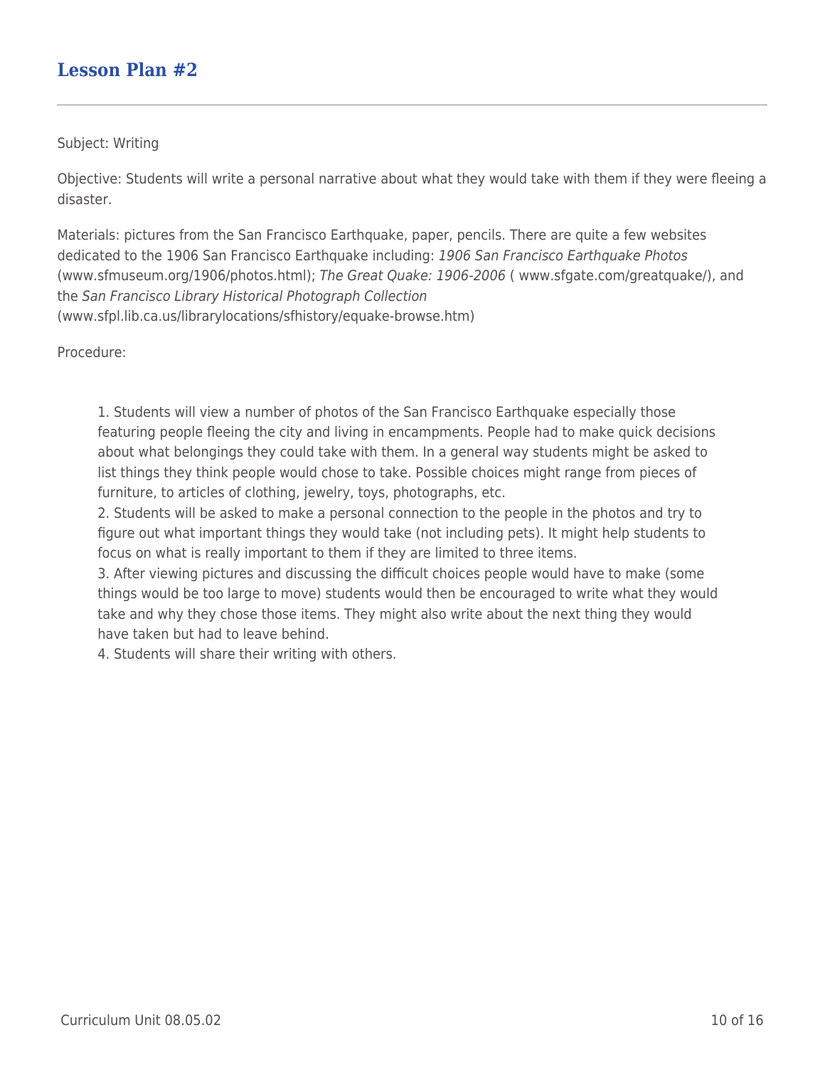## Lesson Plan #2

Subject: Writing

Objective: Students will write a personal narrative about what they would take with them if they were fleeing a disaster.

Materials: pictures from the San Francisco Earthquake, paper, pencils. There are quite a few websites dedicated to the 1906 San Francisco Earthquake including: *1906 San Francisco Earthquake Photos* (www.sfmuseum.org/1906/photos.html); *The Great Quake: 1906-2006* ( www.sfgate.com/greatquake/), and the *San Francisco Library Historical Photograph Collection* (www.sfpl.lib.ca.us/librarylocations/sfhistory/equake-browse.htm)

Procedure:

1. Students will view a number of photos of the San Francisco Earthquake especially those featuring people fleeing the city and living in encampments. People had to make quick decisions about what belongings they could take with them. In a general way students might be asked to list things they think people would chose to take. Possible choices might range from pieces of furniture, to articles of clothing, jewelry, toys, photographs, etc.
2. Students will be asked to make a personal connection to the people in the photos and try to figure out what important things they would take (not including pets). It might help students to focus on what is really important to them if they are limited to three items.
3. After viewing pictures and discussing the difficult choices people would have to make (some things would be too large to move) students would then be encouraged to write what they would take and why they chose those items. They might also write about the next thing they would have taken but had to leave behind.
4. Students will share their writing with others.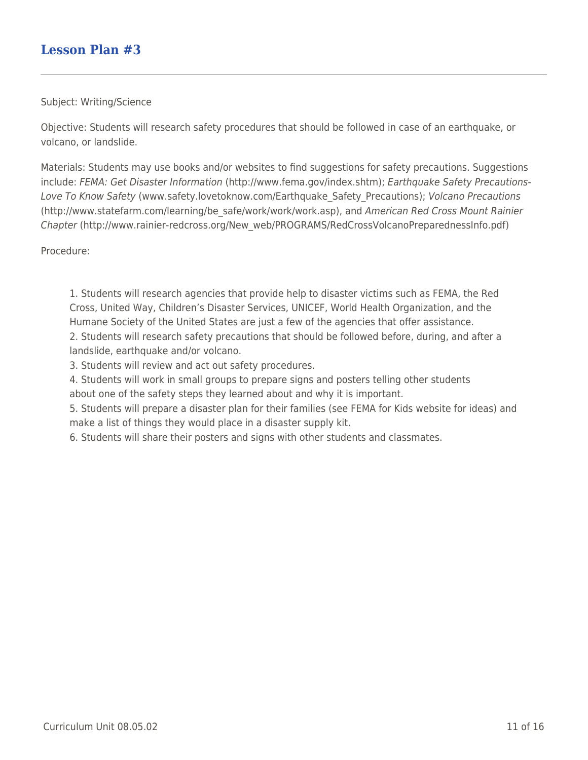## Lesson Plan #3

---

Subject: Writing/Science

Objective: Students will research safety procedures that should be followed in case of an earthquake, or volcano, or landslide.

Materials: Students may use books and/or websites to find suggestions for safety precautions. Suggestions include: *FEMA: Get Disaster Information* (http://www.fema.gov/index.shtm); *Earthquake Safety Precautions-Love To Know Safety* (www.safety.lovetoknow.com/Earthquake_Safety_Precautions); *Volcano Precautions* (http://www.statefarm.com/learning/be_safe/work/work/work.asp), and *American Red Cross Mount Rainier Chapter* (http://www.rainier-redcross.org/New_web/PROGRAMS/RedCrossVolcanoPreparednessInfo.pdf)

Procedure:

1. Students will research agencies that provide help to disaster victims such as FEMA, the Red Cross, United Way, Children's Disaster Services, UNICEF, World Health Organization, and the Humane Society of the United States are just a few of the agencies that offer assistance.
2. Students will research safety precautions that should be followed before, during, and after a landslide, earthquake and/or volcano.
3. Students will review and act out safety procedures.
4. Students will work in small groups to prepare signs and posters telling other students about one of the safety steps they learned about and why it is important.
5. Students will prepare a disaster plan for their families (see FEMA for Kids website for ideas) and make a list of things they would place in a disaster supply kit.
6. Students will share their posters and signs with other students and classmates.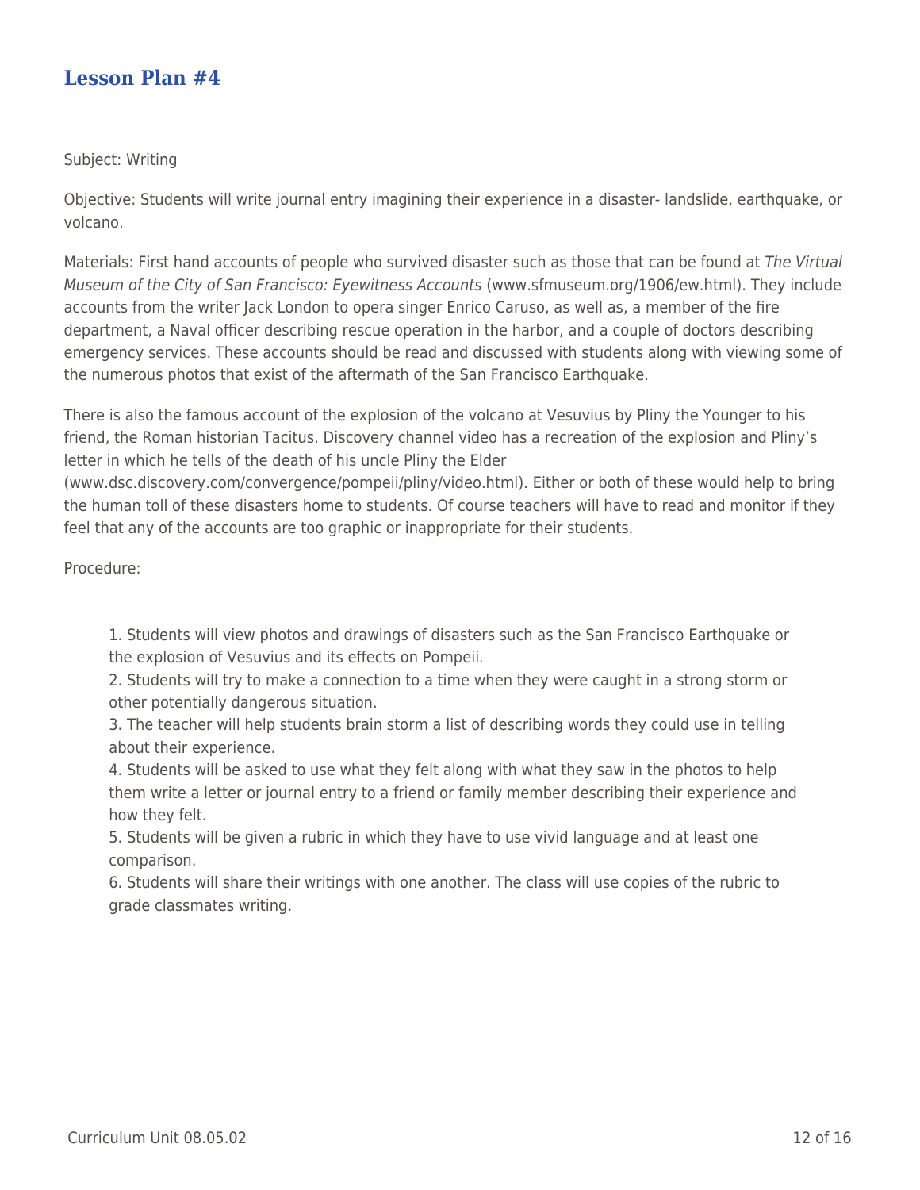## Lesson Plan #4

---

Subject: Writing

Objective: Students will write journal entry imagining their experience in a disaster- landslide, earthquake, or volcano.

Materials: First hand accounts of people who survived disaster such as those that can be found at *The Virtual Museum of the City of San Francisco: Eyewitness Accounts* (www.sfmuseum.org/1906/ew.html). They include accounts from the writer Jack London to opera singer Enrico Caruso, as well as, a member of the fire department, a Naval officer describing rescue operation in the harbor, and a couple of doctors describing emergency services. These accounts should be read and discussed with students along with viewing some of the numerous photos that exist of the aftermath of the San Francisco Earthquake.

There is also the famous account of the explosion of the volcano at Vesuvius by Pliny the Younger to his friend, the Roman historian Tacitus. Discovery channel video has a recreation of the explosion and Pliny's letter in which he tells of the death of his uncle Pliny the Elder (www.dsc.discovery.com/convergence/pompeii/pliny/video.html). Either or both of these would help to bring the human toll of these disasters home to students. Of course teachers will have to read and monitor if they feel that any of the accounts are too graphic or inappropriate for their students.

Procedure:

1. Students will view photos and drawings of disasters such as the San Francisco Earthquake or the explosion of Vesuvius and its effects on Pompeii.
2. Students will try to make a connection to a time when they were caught in a strong storm or other potentially dangerous situation.
3. The teacher will help students brain storm a list of describing words they could use in telling about their experience.
4. Students will be asked to use what they felt along with what they saw in the photos to help them write a letter or journal entry to a friend or family member describing their experience and how they felt.
5. Students will be given a rubric in which they have to use vivid language and at least one comparison.
6. Students will share their writings with one another. The class will use copies of the rubric to grade classmates writing.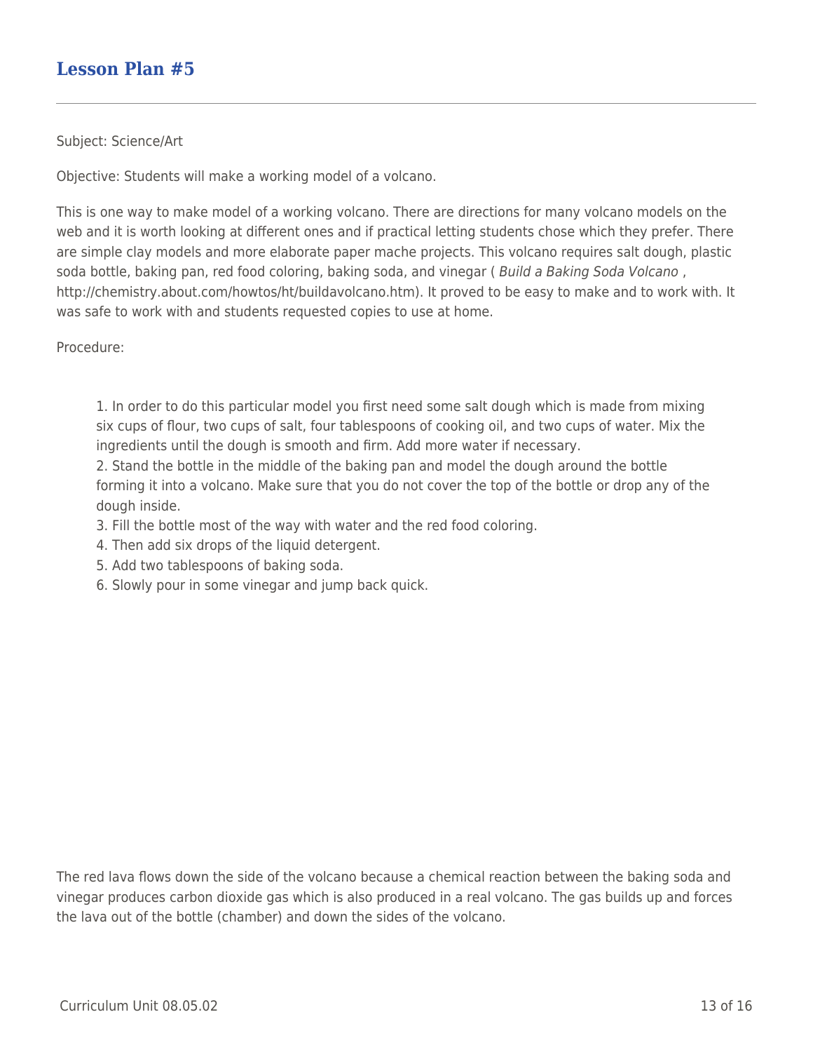## Lesson Plan #5

Subject: Science/Art

Objective: Students will make a working model of a volcano.

This is one way to make model of a working volcano. There are directions for many volcano models on the web and it is worth looking at different ones and if practical letting students chose which they prefer. There are simple clay models and more elaborate paper mache projects. This volcano requires salt dough, plastic soda bottle, baking pan, red food coloring, baking soda, and vinegar ( *Build a Baking Soda Volcano* , http://chemistry.about.com/howtos/ht/buildavolcano.htm). It proved to be easy to make and to work with. It was safe to work with and students requested copies to use at home.

Procedure:

1. In order to do this particular model you first need some salt dough which is made from mixing six cups of flour, two cups of salt, four tablespoons of cooking oil, and two cups of water. Mix the ingredients until the dough is smooth and firm. Add more water if necessary.
2. Stand the bottle in the middle of the baking pan and model the dough around the bottle forming it into a volcano. Make sure that you do not cover the top of the bottle or drop any of the dough inside.
3. Fill the bottle most of the way with water and the red food coloring.
4. Then add six drops of the liquid detergent.
5. Add two tablespoons of baking soda.
6. Slowly pour in some vinegar and jump back quick.

The red lava flows down the side of the volcano because a chemical reaction between the baking soda and vinegar produces carbon dioxide gas which is also produced in a real volcano. The gas builds up and forces the lava out of the bottle (chamber) and down the sides of the volcano.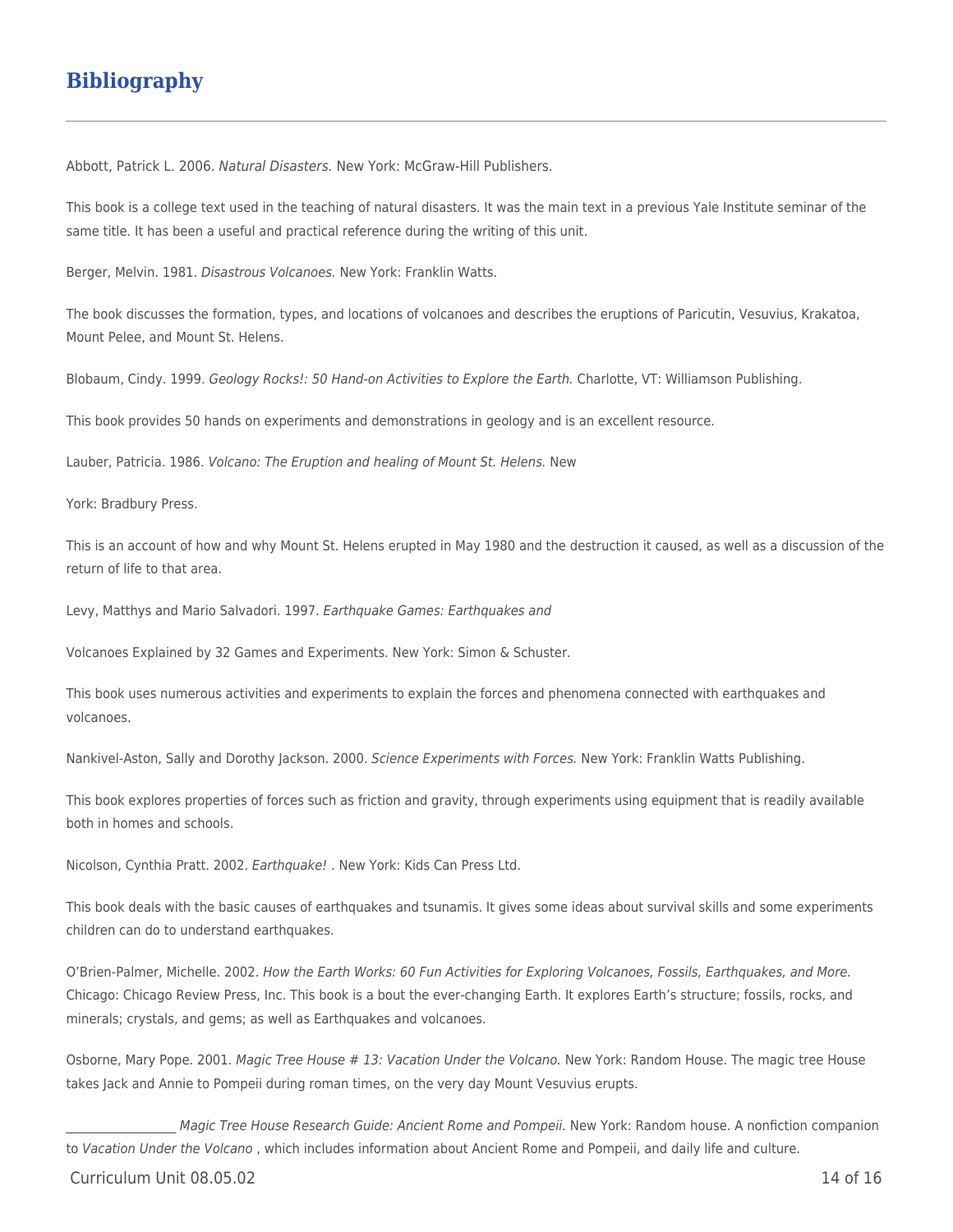## Bibliography

Abbott, Patrick L. 2006. *Natural Disasters.* New York: McGraw-Hill Publishers.

This book is a college text used in the teaching of natural disasters. It was the main text in a previous Yale Institute seminar of the same title. It has been a useful and practical reference during the writing of this unit.

Berger, Melvin. 1981. *Disastrous Volcanoes.* New York: Franklin Watts.

The book discusses the formation, types, and locations of volcanoes and describes the eruptions of Paricutin, Vesuvius, Krakatoa, Mount Pelee, and Mount St. Helens.

Blobaum, Cindy. 1999. *Geology Rocks!: 50 Hand-on Activities to Explore the Earth.* Charlotte, VT: Williamson Publishing.

This book provides 50 hands on experiments and demonstrations in geology and is an excellent resource.

Lauber, Patricia. 1986. *Volcano: The Eruption and healing of Mount St. Helens.* New

York: Bradbury Press.

This is an account of how and why Mount St. Helens erupted in May 1980 and the destruction it caused, as well as a discussion of the return of life to that area.

Levy, Matthys and Mario Salvadori. 1997. *Earthquake Games: Earthquakes and*

Volcanoes Explained by 32 Games and Experiments. New York: Simon & Schuster.

This book uses numerous activities and experiments to explain the forces and phenomena connected with earthquakes and volcanoes.

Nankivel-Aston, Sally and Dorothy Jackson. 2000. *Science Experiments with Forces.* New York: Franklin Watts Publishing.

This book explores properties of forces such as friction and gravity, through experiments using equipment that is readily available both in homes and schools.

Nicolson, Cynthia Pratt. 2002. *Earthquake!* . New York: Kids Can Press Ltd.

This book deals with the basic causes of earthquakes and tsunamis. It gives some ideas about survival skills and some experiments children can do to understand earthquakes.

O'Brien-Palmer, Michelle. 2002. *How the Earth Works: 60 Fun Activities for Exploring Volcanoes, Fossils, Earthquakes, and More.* Chicago: Chicago Review Press, Inc. This book is a bout the ever-changing Earth. It explores Earth's structure; fossils, rocks, and minerals; crystals, and gems; as well as Earthquakes and volcanoes.

Osborne, Mary Pope. 2001. *Magic Tree House # 13: Vacation Under the Volcano.* New York: Random House. The magic tree House takes Jack and Annie to Pompeii during roman times, on the very day Mount Vesuvius erupts.

_________________ *Magic Tree House Research Guide: Ancient Rome and Pompeii.* New York: Random house. A nonfiction companion to *Vacation Under the Volcano* , which includes information about Ancient Rome and Pompeii, and daily life and culture.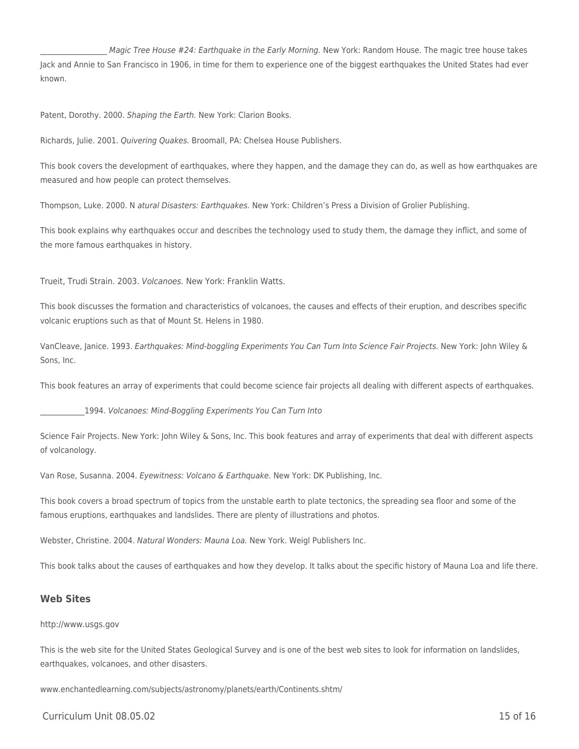_________________ *Magic Tree House #24: Earthquake in the Early Morning.* New York: Random House. The magic tree house takes Jack and Annie to San Francisco in 1906, in time for them to experience one of the biggest earthquakes the United States had ever known.

Patent, Dorothy. 2000. *Shaping the Earth.* New York: Clarion Books.

Richards, Julie. 2001. *Quivering Quakes.* Broomall, PA: Chelsea House Publishers.

This book covers the development of earthquakes, where they happen, and the damage they can do, as well as how earthquakes are measured and how people can protect themselves.

Thompson, Luke. 2000. N *atural Disasters: Earthquakes.* New York: Children's Press a Division of Grolier Publishing.

This book explains why earthquakes occur and describes the technology used to study them, the damage they inflict, and some of the more famous earthquakes in history.

Trueit, Trudi Strain. 2003. *Volcanoes.* New York: Franklin Watts.

This book discusses the formation and characteristics of volcanoes, the causes and effects of their eruption, and describes specific volcanic eruptions such as that of Mount St. Helens in 1980.

VanCleave, Janice. 1993. *Earthquakes: Mind-boggling Experiments You Can Turn Into Science Fair Projects.* New York: John Wiley & Sons, Inc.

This book features an array of experiments that could become science fair projects all dealing with different aspects of earthquakes.

____________1994. *Volcanoes: Mind-Boggling Experiments You Can Turn Into*

Science Fair Projects. New York: John Wiley & Sons, Inc. This book features and array of experiments that deal with different aspects of volcanology.

Van Rose, Susanna. 2004. *Eyewitness: Volcano & Earthquake.* New York: DK Publishing, Inc.

This book covers a broad spectrum of topics from the unstable earth to plate tectonics, the spreading sea floor and some of the famous eruptions, earthquakes and landslides. There are plenty of illustrations and photos.

Webster, Christine. 2004. *Natural Wonders: Mauna Loa.* New York. Weigl Publishers Inc.

This book talks about the causes of earthquakes and how they develop. It talks about the specific history of Mauna Loa and life there.

### Web Sites

http://www.usgs.gov

This is the web site for the United States Geological Survey and is one of the best web sites to look for information on landslides, earthquakes, volcanoes, and other disasters.

www.enchantedlearning.com/subjects/astronomy/planets/earth/Continents.shtm/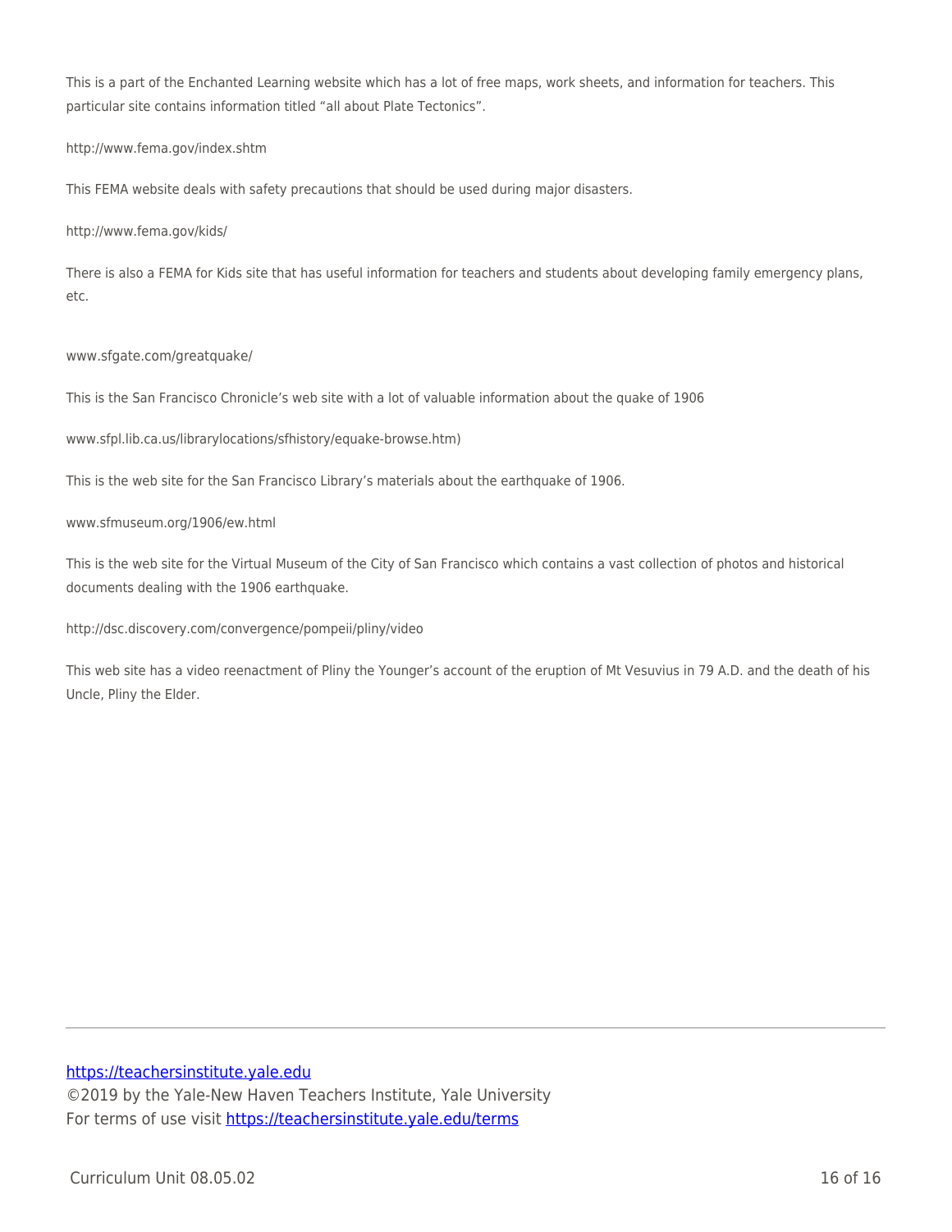This is a part of the Enchanted Learning website which has a lot of free maps, work sheets, and information for teachers. This particular site contains information titled "all about Plate Tectonics".

http://www.fema.gov/index.shtm

This FEMA website deals with safety precautions that should be used during major disasters.

http://www.fema.gov/kids/

There is also a FEMA for Kids site that has useful information for teachers and students about developing family emergency plans, etc.

www.sfgate.com/greatquake/

This is the San Francisco Chronicle's web site with a lot of valuable information about the quake of 1906

www.sfpl.lib.ca.us/librarylocations/sfhistory/equake-browse.htm)

This is the web site for the San Francisco Library's materials about the earthquake of 1906.

www.sfmuseum.org/1906/ew.html

This is the web site for the Virtual Museum of the City of San Francisco which contains a vast collection of photos and historical documents dealing with the 1906 earthquake.

http://dsc.discovery.com/convergence/pompeii/pliny/video

This web site has a video reenactment of Pliny the Younger's account of the eruption of Mt Vesuvius in 79 A.D. and the death of his Uncle, Pliny the Elder.

https://teachersinstitute.yale.edu
©2019 by the Yale-New Haven Teachers Institute, Yale University
For terms of use visit https://teachersinstitute.yale.edu/terms